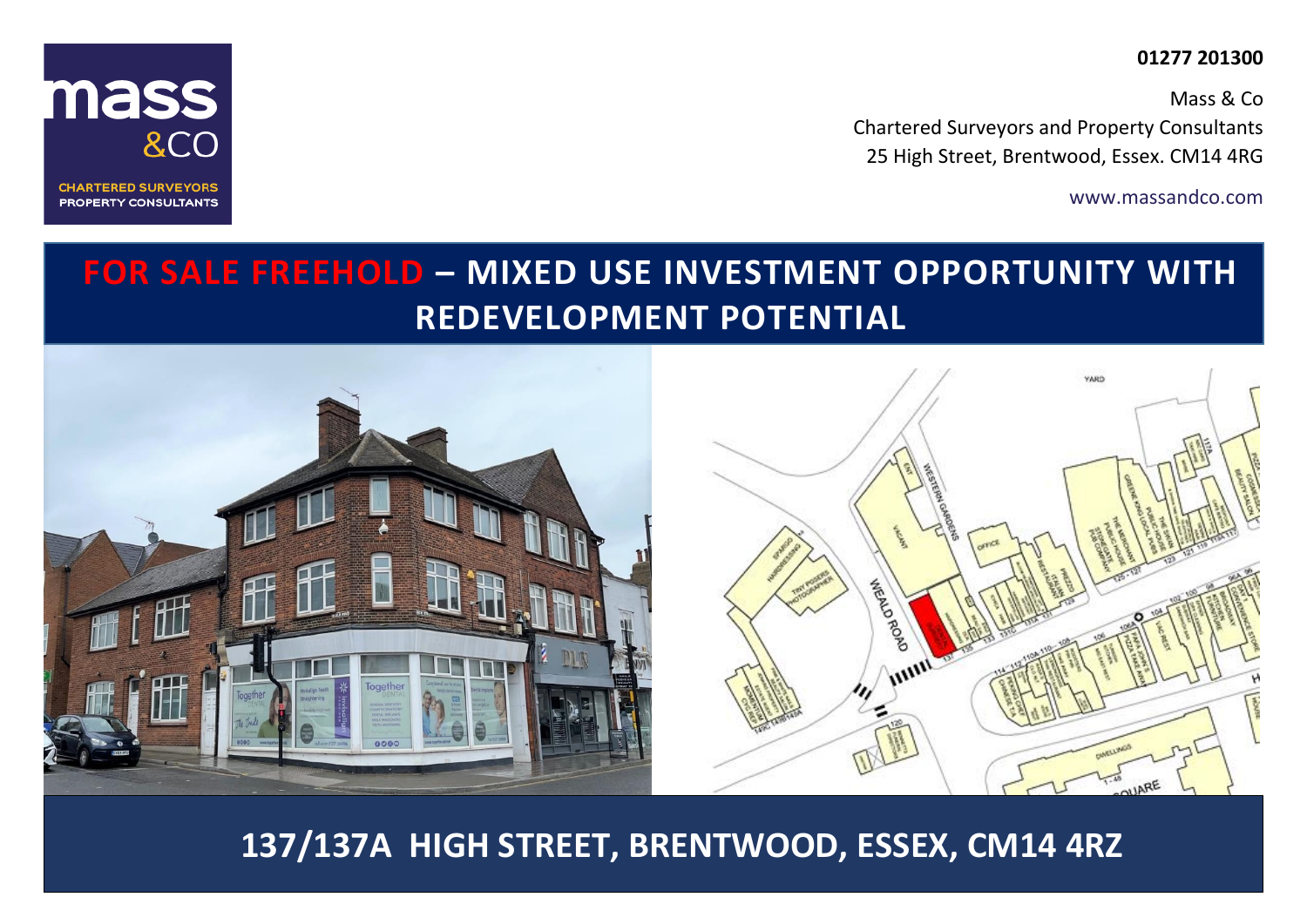mass &CO

CHARTERED SURVEYORS
PROPERTY CONSULTANTS

**01277 201300**

Mass & Co
Chartered Surveyors and Property Consultants
25 High Street, Brentwood, Essex. CM14 4RG

www.massandco.com

# FOR SALE FREEHOLD – MIXED USE INVESTMENT OPPORTUNITY WITH REDEVELOPMENT POTENTIAL

## 137/137A HIGH STREET, BRENTWOOD, ESSEX, CM14 4RZ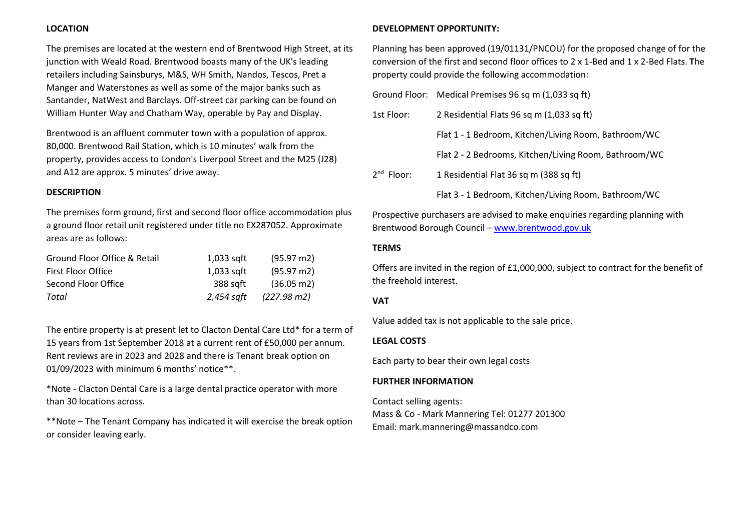## LOCATION

The premises are located at the western end of Brentwood High Street, at its junction with Weald Road. Brentwood boasts many of the UK's leading retailers including Sainsburys, M&S, WH Smith, Nandos, Tescos, Pret a Manger and Waterstones as well as some of the major banks such as Santander, NatWest and Barclays. Off-street car parking can be found on William Hunter Way and Chatham Way, operable by Pay and Display.

Brentwood is an affluent commuter town with a population of approx. 80,000. Brentwood Rail Station, which is 10 minutes' walk from the property, provides access to London's Liverpool Street and the M25 (J28) and A12 are approx. 5 minutes' drive away.

## DESCRIPTION

The premises form ground, first and second floor office accommodation plus a ground floor retail unit registered under title no EX287052. Approximate areas are as follows:

| | | |
|---|---|---|
| Ground Floor Office & Retail | 1,033 sqft | (95.97 m2) |
| First Floor Office | 1,033 sqft | (95.97 m2) |
| Second Floor Office | 388 sqft | (36.05 m2) |
| *Total* | *2,454 sqft* | *(227.98 m2)* |

The entire property is at present let to Clacton Dental Care Ltd* for a term of 15 years from 1st September 2018 at a current rent of £50,000 per annum. Rent reviews are in 2023 and 2028 and there is Tenant break option on 01/09/2023 with minimum 6 months' notice**.

*Note - Clacton Dental Care is a large dental practice operator with more than 30 locations across.

**Note – The Tenant Company has indicated it will exercise the break option or consider leaving early.

## DEVELOPMENT OPPORTUNITY:

Planning has been approved (19/01131/PNCOU) for the proposed change of for the conversion of the first and second floor offices to 2 x 1-Bed and 1 x 2-Bed Flats. **T**he property could provide the following accommodation:

| | |
|---|---|
| Ground Floor: | Medical Premises 96 sq m (1,033 sq ft) |
| 1st Floor: | 2 Residential Flats 96 sq m (1,033 sq ft) |
| | Flat 1 - 1 Bedroom, Kitchen/Living Room, Bathroom/WC |
| | Flat 2 - 2 Bedrooms, Kitchen/Living Room, Bathroom/WC |
| 2nd Floor: | 1 Residential Flat 36 sq m (388 sq ft) |
| | Flat 3 - 1 Bedroom, Kitchen/Living Room, Bathroom/WC |

Prospective purchasers are advised to make enquiries regarding planning with Brentwood Borough Council – www.brentwood.gov.uk

## TERMS

Offers are invited in the region of £1,000,000, subject to contract for the benefit of the freehold interest.

## VAT

Value added tax is not applicable to the sale price.

## LEGAL COSTS

Each party to bear their own legal costs

## FURTHER INFORMATION

Contact selling agents:
Mass & Co - Mark Mannering Tel: 01277 201300
Email: mark.mannering@massandco.com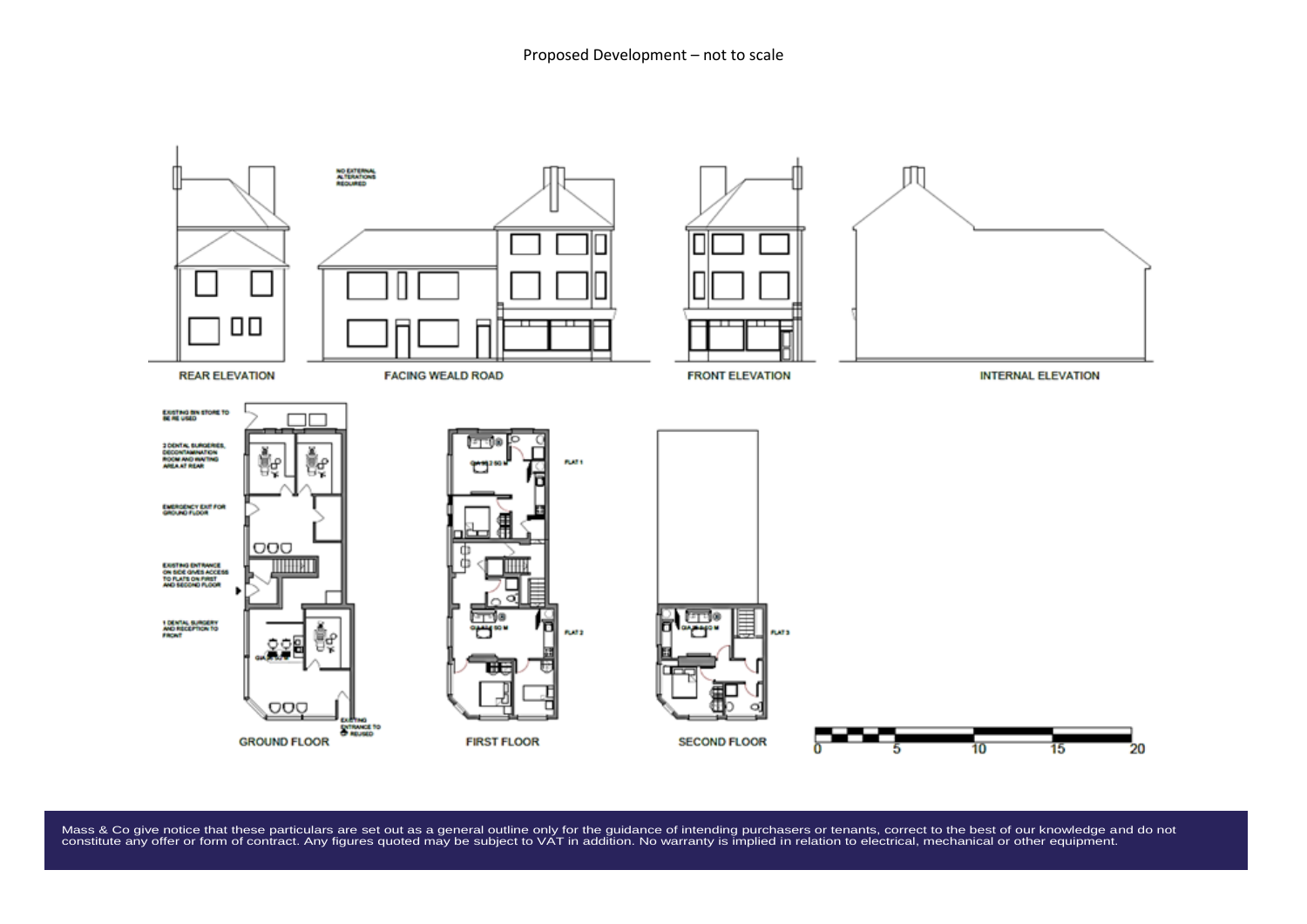Proposed Development – not to scale

REAR ELEVATION

NO EXTERNAL ALTERATIONS REQUIRED

FACING WEALD ROAD

FRONT ELEVATION

INTERNAL ELEVATION

EXISTING BIN STORE TO BE RE USED

2 DENTAL SURGERIES, DECONTAMINATION ROOM AND WAITING AREA AT REAR

EMERGENCY EXIT FOR GROUND FLOOR

EXISTING ENTRANCE ON SIDE GIVES ACCESS TO FLATS ON FIRST AND SECOND FLOOR

1 DENTAL SURGERY AND RECEPTION TO FRONT

EXISTING ENTRANCE TO BE REUSED

GROUND FLOOR

FLAT 1

FLAT 2

FIRST FLOOR

FLAT 3

SECOND FLOOR

0 5 10 15 20

Mass & Co give notice that these particulars are set out as a general outline only for the guidance of intending purchasers or tenants, correct to the best of our knowledge and do not constitute any offer or form of contract. Any figures quoted may be subject to VAT in addition. No warranty is implied in relation to electrical, mechanical or other equipment.